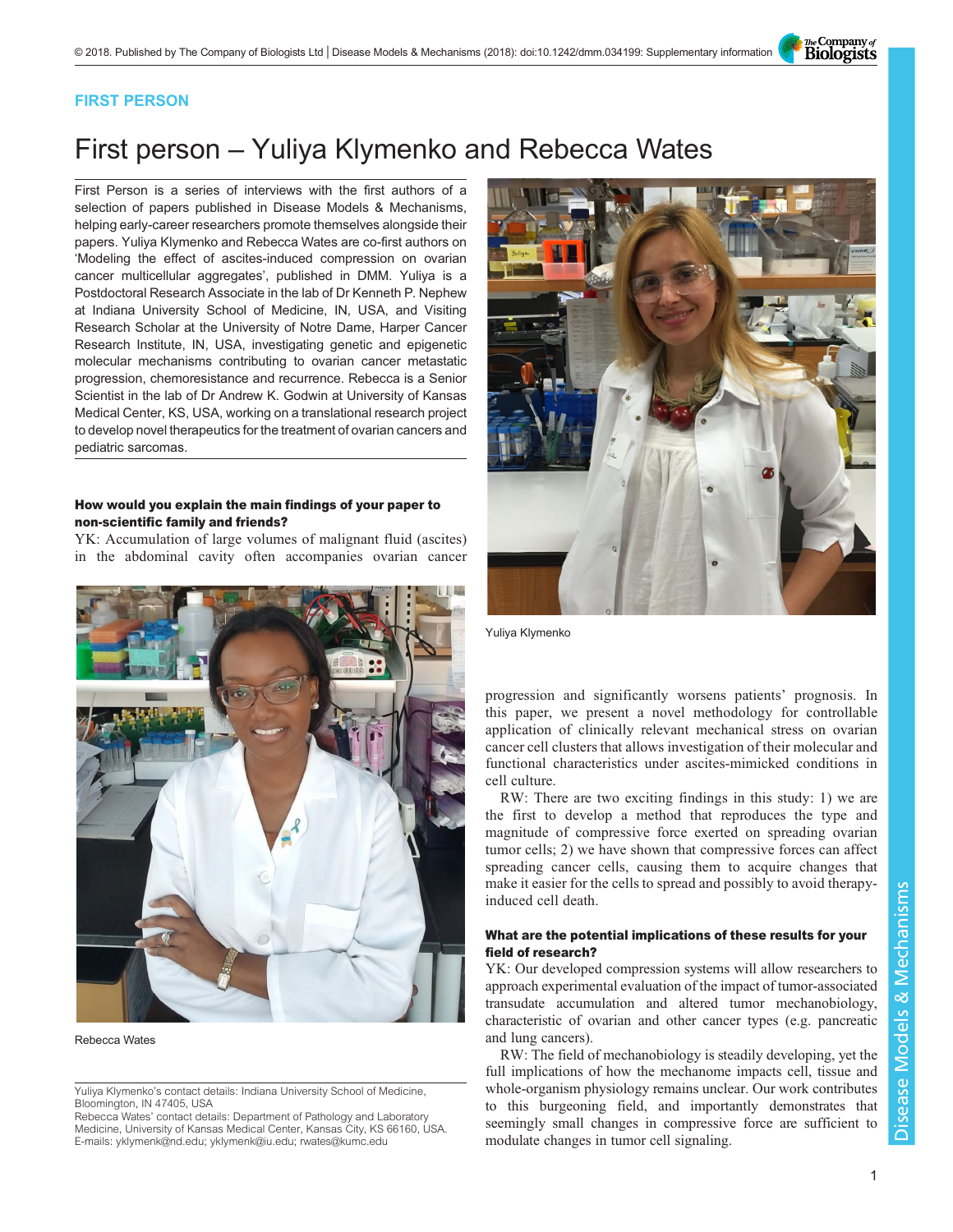FIRST PERSON

# First person – Yuliya Klymenko and Rebecca Wates

First Person is a series of interviews with the first authors of a selection of papers published in Disease Models & Mechanisms, helping early-career researchers promote themselves alongside their papers. Yuliya Klymenko and Rebecca Wates are co-first authors on 'Modeling the effect of ascites-induced compression on ovarian cancer multicellular aggregates', published in DMM. Yuliya is a Postdoctoral Research Associate in the lab of Dr Kenneth P. Nephew at Indiana University School of Medicine, IN, USA, and Visiting Research Scholar at the University of Notre Dame, Harper Cancer Research Institute, IN, USA, investigating genetic and epigenetic molecular mechanisms contributing to ovarian cancer metastatic progression, chemoresistance and recurrence. Rebecca is a Senior Scientist in the lab of Dr Andrew K. Godwin at University of Kansas Medical Center, KS, USA, working on a translational research project to develop novel therapeutics for the treatment of ovarian cancers and pediatric sarcomas.

Yuliya Klymenko

Rebecca Wates

### How would you explain the main findings of your paper to non-scientific family and friends?

YK: Accumulation of large volumes of malignant fluid (ascites) in the abdominal cavity often accompanies ovarian cancer progression and significantly worsens patients' prognosis. In this paper, we present a novel methodology for controllable application of clinically relevant mechanical stress on ovarian cancer cell clusters that allows investigation of their molecular and functional characteristics under ascites-mimicked conditions in cell culture.

RW: There are two exciting findings in this study: 1) we are the first to develop a method that reproduces the type and magnitude of compressive force exerted on spreading ovarian tumor cells; 2) we have shown that compressive forces can affect spreading cancer cells, causing them to acquire changes that make it easier for the cells to spread and possibly to avoid therapy-induced cell death.

### What are the potential implications of these results for your field of research?

YK: Our developed compression systems will allow researchers to approach experimental evaluation of the impact of tumor-associated transudate accumulation and altered tumor mechanobiology, characteristic of ovarian and other cancer types (e.g. pancreatic and lung cancers).

RW: The field of mechanobiology is steadily developing, yet the full implications of how the mechanome impacts cell, tissue and whole-organism physiology remains unclear. Our work contributes to this burgeoning field, and importantly demonstrates that seemingly small changes in compressive force are sufficient to modulate changes in tumor cell signaling.

Yuliya Klymenko's contact details: Indiana University School of Medicine, Bloomington, IN 47405, USA
Rebecca Wates' contact details: Department of Pathology and Laboratory Medicine, University of Kansas Medical Center, Kansas City, KS 66160, USA.
E-mails: yklymenk@nd.edu; yklymenk@iu.edu; rwates@kumc.edu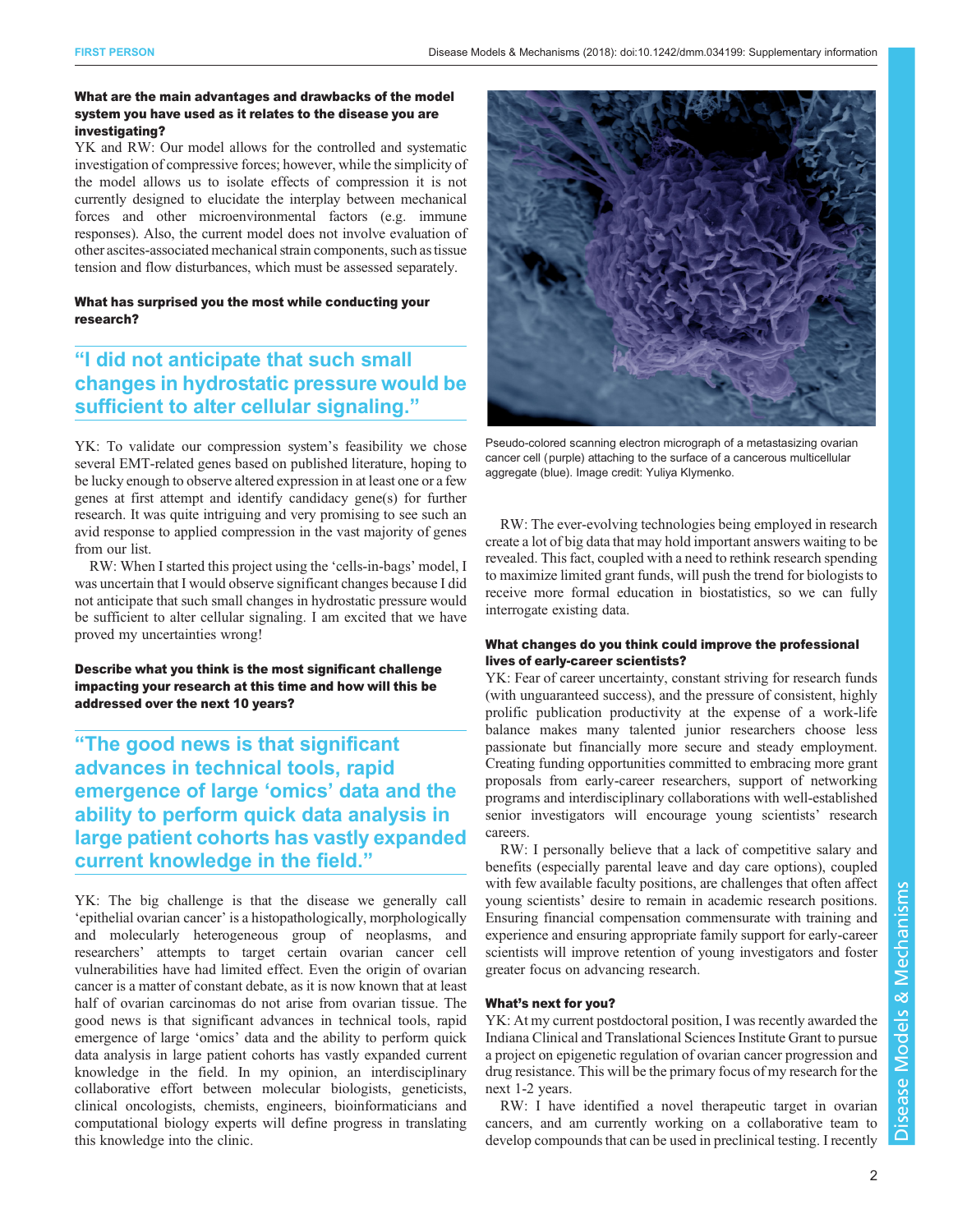**What are the main advantages and drawbacks of the model system you have used as it relates to the disease you are investigating?**

YK and RW: Our model allows for the controlled and systematic investigation of compressive forces; however, while the simplicity of the model allows us to isolate effects of compression it is not currently designed to elucidate the interplay between mechanical forces and other microenvironmental factors (e.g. immune responses). Also, the current model does not involve evaluation of other ascites-associated mechanical strain components, such as tissue tension and flow disturbances, which must be assessed separately.

**What has surprised you the most while conducting your research?**

> "I did not anticipate that such small changes in hydrostatic pressure would be sufficient to alter cellular signaling."

YK: To validate our compression system's feasibility we chose several EMT-related genes based on published literature, hoping to be lucky enough to observe altered expression in at least one or a few genes at first attempt and identify candidacy gene(s) for further research. It was quite intriguing and very promising to see such an avid response to applied compression in the vast majority of genes from our list.

RW: When I started this project using the 'cells-in-bags' model, I was uncertain that I would observe significant changes because I did not anticipate that such small changes in hydrostatic pressure would be sufficient to alter cellular signaling. I am excited that we have proved my uncertainties wrong!

**Describe what you think is the most significant challenge impacting your research at this time and how will this be addressed over the next 10 years?**

> "The good news is that significant advances in technical tools, rapid emergence of large 'omics' data and the ability to perform quick data analysis in large patient cohorts has vastly expanded current knowledge in the field."

YK: The big challenge is that the disease we generally call 'epithelial ovarian cancer' is a histopathologically, morphologically and molecularly heterogeneous group of neoplasms, and researchers' attempts to target certain ovarian cancer cell vulnerabilities have had limited effect. Even the origin of ovarian cancer is a matter of constant debate, as it is now known that at least half of ovarian carcinomas do not arise from ovarian tissue. The good news is that significant advances in technical tools, rapid emergence of large 'omics' data and the ability to perform quick data analysis in large patient cohorts has vastly expanded current knowledge in the field. In my opinion, an interdisciplinary collaborative effort between molecular biologists, geneticists, clinical oncologists, chemists, engineers, bioinformaticians and computational biology experts will define progress in translating this knowledge into the clinic.

Pseudo-colored scanning electron micrograph of a metastasizing ovarian cancer cell (purple) attaching to the surface of a cancerous multicellular aggregate (blue). Image credit: Yuliya Klymenko.

RW: The ever-evolving technologies being employed in research create a lot of big data that may hold important answers waiting to be revealed. This fact, coupled with a need to rethink research spending to maximize limited grant funds, will push the trend for biologists to receive more formal education in biostatistics, so we can fully interrogate existing data.

**What changes do you think could improve the professional lives of early-career scientists?**

YK: Fear of career uncertainty, constant striving for research funds (with unguaranteed success), and the pressure of consistent, highly prolific publication productivity at the expense of a work-life balance makes many talented junior researchers choose less passionate but financially more secure and steady employment. Creating funding opportunities committed to embracing more grant proposals from early-career researchers, support of networking programs and interdisciplinary collaborations with well-established senior investigators will encourage young scientists' research careers.

RW: I personally believe that a lack of competitive salary and benefits (especially parental leave and day care options), coupled with few available faculty positions, are challenges that often affect young scientists' desire to remain in academic research positions. Ensuring financial compensation commensurate with training and experience and ensuring appropriate family support for early-career scientists will improve retention of young investigators and foster greater focus on advancing research.

**What's next for you?**

YK: At my current postdoctoral position, I was recently awarded the Indiana Clinical and Translational Sciences Institute Grant to pursue a project on epigenetic regulation of ovarian cancer progression and drug resistance. This will be the primary focus of my research for the next 1-2 years.

RW: I have identified a novel therapeutic target in ovarian cancers, and am currently working on a collaborative team to develop compounds that can be used in preclinical testing. I recently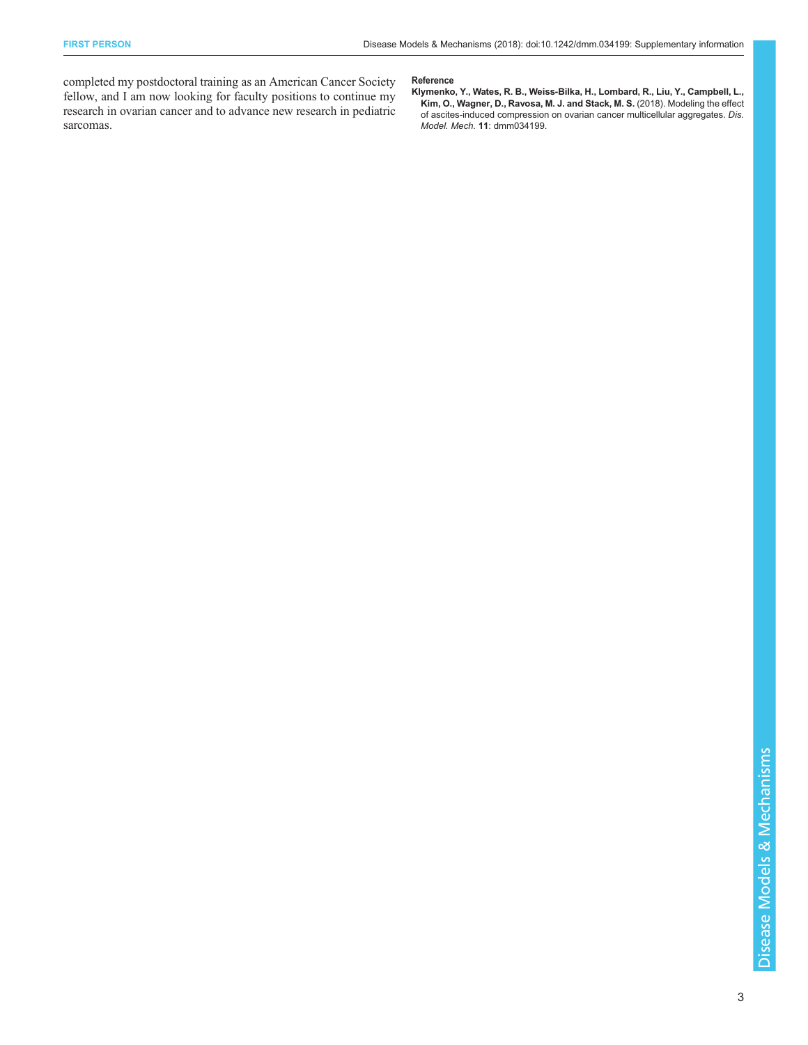completed my postdoctoral training as an American Cancer Society fellow, and I am now looking for faculty positions to continue my research in ovarian cancer and to advance new research in pediatric sarcomas.

**Reference**

**Klymenko, Y., Wates, R. B., Weiss-Bilka, H., Lombard, R., Liu, Y., Campbell, L., Kim, O., Wagner, D., Ravosa, M. J. and Stack, M. S.** (2018). Modeling the effect of ascites-induced compression on ovarian cancer multicellular aggregates. *Dis. Model. Mech.* **11**: dmm034199.